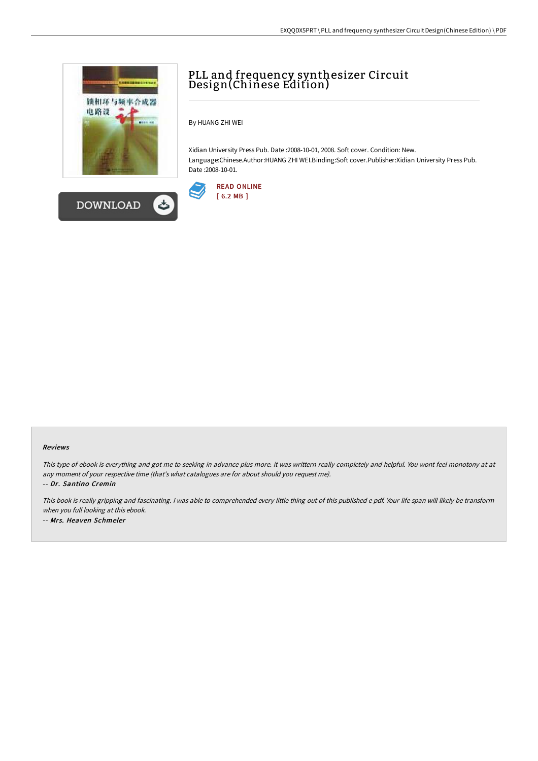# PLL and frequency synthesizer Circuit Design(Chinese Edition)

By HUANG ZHI WEI

Xidian University Press Pub. Date :2008-10-01, 2008. Soft cover. Condition: New. Language:Chinese.Author:HUANG ZHI WEI.Binding:Soft cover.Publisher:Xidian University Press Pub. Date :2008-10-01.

READ ONLINE
[ 6.2 MB ]

DOWNLOAD

### Reviews

*This type of ebook is everything and got me to seeking in advance plus more. it was writtern really completely and helpful. You wont feel monotony at at any moment of your respective time (that's what catalogues are for about should you request me).*

*-- Dr. Santino Cremin*

*This book is really gripping and fascinating. I was able to comprehended every little thing out of this published e pdf. Your life span will likely be transform when you full looking at this ebook.*

*-- Mrs. Heaven Schmeler*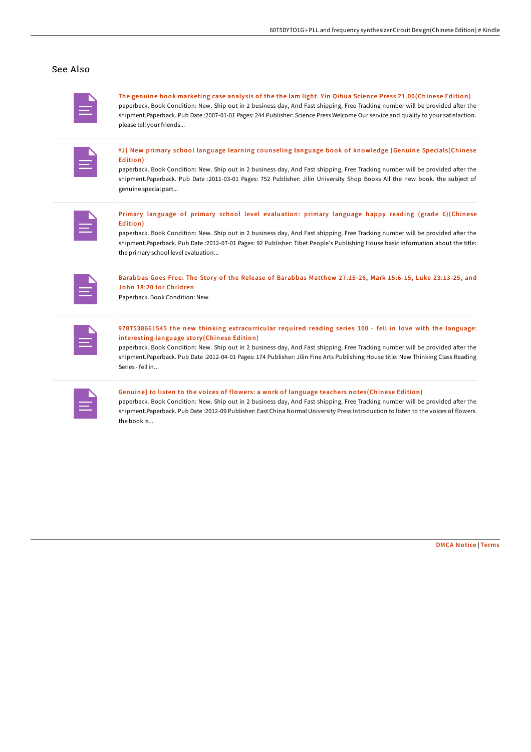## See Also

**The genuine book marketing case analysis of the the lam light. Yin Qihua Science Press 21.00(Chinese Edition)**

paperback. Book Condition: New. Ship out in 2 business day, And Fast shipping, Free Tracking number will be provided after the shipment.Paperback. Pub Date :2007-01-01 Pages: 244 Publisher: Science Press Welcome Our service and quality to your satisfaction. please tell your friends...

**YJ] New primary school language learning counseling language book of knowledge [Genuine Specials(Chinese Edition)**

paperback. Book Condition: New. Ship out in 2 business day, And Fast shipping, Free Tracking number will be provided after the shipment.Paperback. Pub Date :2011-03-01 Pages: 752 Publisher: Jilin University Shop Books All the new book. the subject of genuine special part...

**Primary language of primary school level evaluation: primary language happy reading (grade 6)(Chinese Edition)**

paperback. Book Condition: New. Ship out in 2 business day, And Fast shipping, Free Tracking number will be provided after the shipment.Paperback. Pub Date :2012-07-01 Pages: 92 Publisher: Tibet People's Publishing House basic information about the title: the primary school level evaluation...

**Barabbas Goes Free: The Story of the Release of Barabbas Matthew 27:15-26, Mark 15:6-15, Luke 23:13-25, and John 18:20 for Children**

Paperback. Book Condition: New.

**9787538661545 the new thinking extracurricular required reading series 100 - fell in love with the language: interesting language story(Chinese Edition)**

paperback. Book Condition: New. Ship out in 2 business day, And Fast shipping, Free Tracking number will be provided after the shipment.Paperback. Pub Date :2012-04-01 Pages: 174 Publisher: Jilin Fine Arts Publishing House title: New Thinking Class Reading Series - fell in...

**Genuine] to listen to the voices of flowers: a work of language teachers notes(Chinese Edition)**

paperback. Book Condition: New. Ship out in 2 business day, And Fast shipping, Free Tracking number will be provided after the shipment.Paperback. Pub Date :2012-09 Publisher: East China Normal University Press Introduction to listen to the voices of flowers. the book is...

DMCA Notice | Terms